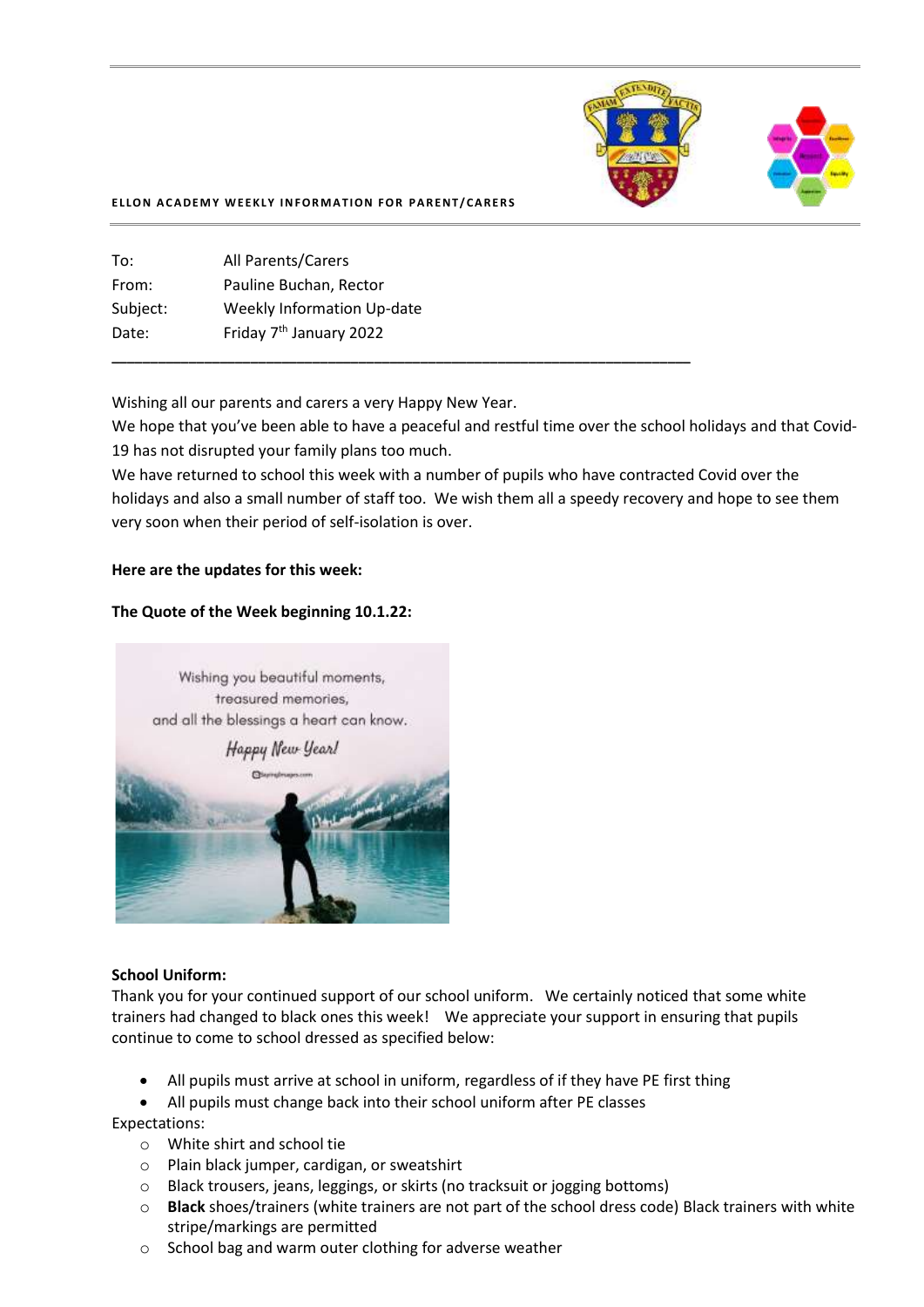**ELLON ACADEMY WEEKLY INFORMATION FOR PARENT/CARERS**

To: All Parents/Carers
From: Pauline Buchan, Rector
Subject: Weekly Information Up-date
Date: Friday 7th January 2022

---

Wishing all our parents and carers a very Happy New Year.

We hope that you've been able to have a peaceful and restful time over the school holidays and that Covid-19 has not disrupted your family plans too much.

We have returned to school this week with a number of pupils who have contracted Covid over the holidays and also a small number of staff too. We wish them all a speedy recovery and hope to see them very soon when their period of self-isolation is over.

**Here are the updates for this week:**

**The Quote of the Week beginning 10.1.22:**

Wishing you beautiful moments,
treasured memories,
and all the blessings a heart can know.
*Happy New Year!*

**School Uniform:**

Thank you for your continued support of our school uniform. We certainly noticed that some white trainers had changed to black ones this week! We appreciate your support in ensuring that pupils continue to come to school dressed as specified below:

- All pupils must arrive at school in uniform, regardless of if they have PE first thing
- All pupils must change back into their school uniform after PE classes

Expectations:

- White shirt and school tie
- Plain black jumper, cardigan, or sweatshirt
- Black trousers, jeans, leggings, or skirts (no tracksuit or jogging bottoms)
- **Black** shoes/trainers (white trainers are not part of the school dress code) Black trainers with white stripe/markings are permitted
- School bag and warm outer clothing for adverse weather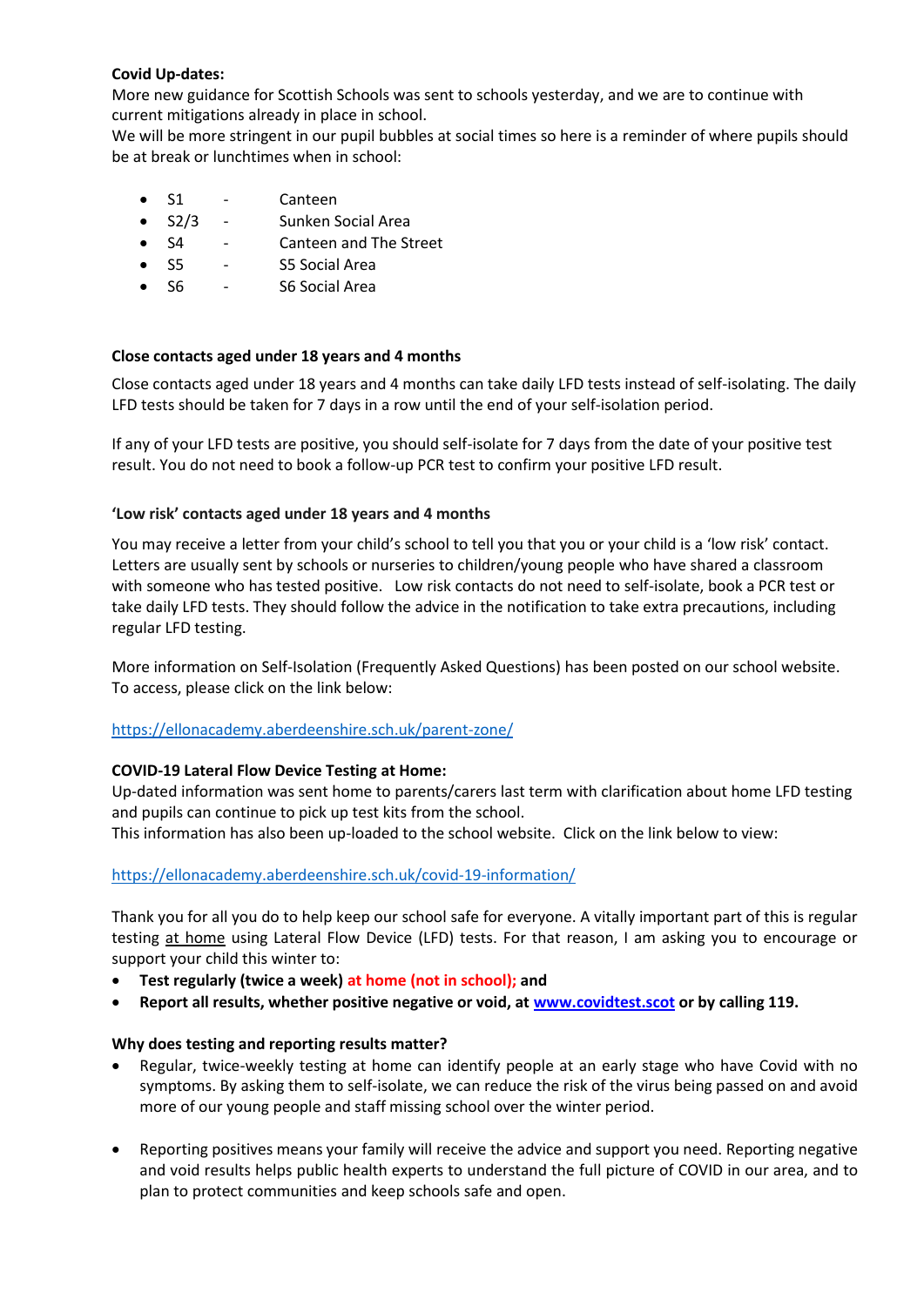**Covid Up-dates:**

More new guidance for Scottish Schools was sent to schools yesterday, and we are to continue with current mitigations already in place in school.

We will be more stringent in our pupil bubbles at social times so here is a reminder of where pupils should be at break or lunchtimes when in school:

- S1 - Canteen
- S2/3 - Sunken Social Area
- S4 - Canteen and The Street
- S5 - S5 Social Area
- S6 - S6 Social Area

**Close contacts aged under 18 years and 4 months**

Close contacts aged under 18 years and 4 months can take daily LFD tests instead of self-isolating. The daily LFD tests should be taken for 7 days in a row until the end of your self-isolation period.

If any of your LFD tests are positive, you should self-isolate for 7 days from the date of your positive test result. You do not need to book a follow-up PCR test to confirm your positive LFD result.

**'Low risk' contacts aged under 18 years and 4 months**

You may receive a letter from your child's school to tell you that you or your child is a 'low risk' contact. Letters are usually sent by schools or nurseries to children/young people who have shared a classroom with someone who has tested positive. Low risk contacts do not need to self-isolate, book a PCR test or take daily LFD tests. They should follow the advice in the notification to take extra precautions, including regular LFD testing.

More information on Self-Isolation (Frequently Asked Questions) has been posted on our school website. To access, please click on the link below:

https://ellonacademy.aberdeenshire.sch.uk/parent-zone/

**COVID-19 Lateral Flow Device Testing at Home:**

Up-dated information was sent home to parents/carers last term with clarification about home LFD testing and pupils can continue to pick up test kits from the school.

This information has also been up-loaded to the school website. Click on the link below to view:

https://ellonacademy.aberdeenshire.sch.uk/covid-19-information/

Thank you for all you do to help keep our school safe for everyone. A vitally important part of this is regular testing at home using Lateral Flow Device (LFD) tests. For that reason, I am asking you to encourage or support your child this winter to:

- **Test regularly (twice a week) at home (not in school); and**
- **Report all results, whether positive negative or void, at www.covidtest.scot or by calling 119.**

**Why does testing and reporting results matter?**

- Regular, twice-weekly testing at home can identify people at an early stage who have Covid with no symptoms. By asking them to self-isolate, we can reduce the risk of the virus being passed on and avoid more of our young people and staff missing school over the winter period.
- Reporting positives means your family will receive the advice and support you need. Reporting negative and void results helps public health experts to understand the full picture of COVID in our area, and to plan to protect communities and keep schools safe and open.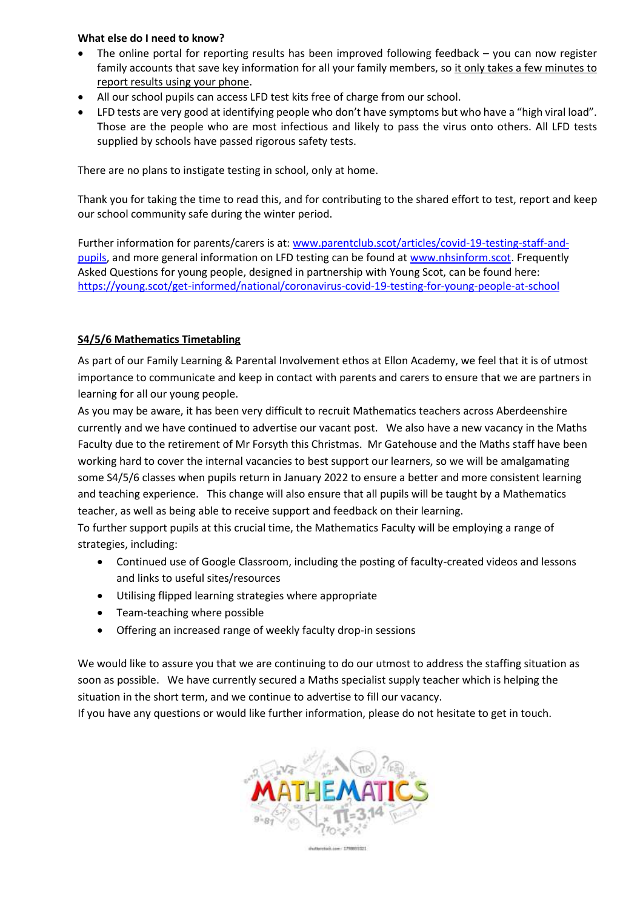**What else do I need to know?**

- The online portal for reporting results has been improved following feedback – you can now register family accounts that save key information for all your family members, so it only takes a few minutes to report results using your phone.
- All our school pupils can access LFD test kits free of charge from our school.
- LFD tests are very good at identifying people who don't have symptoms but who have a "high viral load". Those are the people who are most infectious and likely to pass the virus onto others. All LFD tests supplied by schools have passed rigorous safety tests.

There are no plans to instigate testing in school, only at home.

Thank you for taking the time to read this, and for contributing to the shared effort to test, report and keep our school community safe during the winter period.

Further information for parents/carers is at: www.parentclub.scot/articles/covid-19-testing-staff-and-pupils, and more general information on LFD testing can be found at www.nhsinform.scot. Frequently Asked Questions for young people, designed in partnership with Young Scot, can be found here: https://young.scot/get-informed/national/coronavirus-covid-19-testing-for-young-people-at-school

## S4/5/6 Mathematics Timetabling

As part of our Family Learning & Parental Involvement ethos at Ellon Academy, we feel that it is of utmost importance to communicate and keep in contact with parents and carers to ensure that we are partners in learning for all our young people.

As you may be aware, it has been very difficult to recruit Mathematics teachers across Aberdeenshire currently and we have continued to advertise our vacant post. We also have a new vacancy in the Maths Faculty due to the retirement of Mr Forsyth this Christmas. Mr Gatehouse and the Maths staff have been working hard to cover the internal vacancies to best support our learners, so we will be amalgamating some S4/5/6 classes when pupils return in January 2022 to ensure a better and more consistent learning and teaching experience. This change will also ensure that all pupils will be taught by a Mathematics teacher, as well as being able to receive support and feedback on their learning.

To further support pupils at this crucial time, the Mathematics Faculty will be employing a range of strategies, including:

- Continued use of Google Classroom, including the posting of faculty-created videos and lessons and links to useful sites/resources
- Utilising flipped learning strategies where appropriate
- Team-teaching where possible
- Offering an increased range of weekly faculty drop-in sessions

We would like to assure you that we are continuing to do our utmost to address the staffing situation as soon as possible. We have currently secured a Maths specialist supply teacher which is helping the situation in the short term, and we continue to advertise to fill our vacancy.

If you have any questions or would like further information, please do not hesitate to get in touch.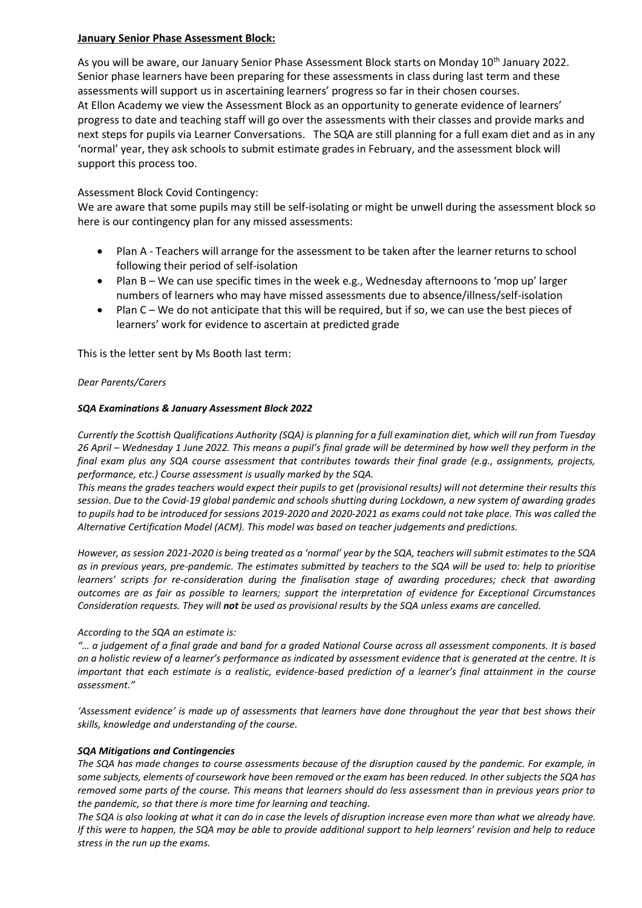**January Senior Phase Assessment Block:**

As you will be aware, our January Senior Phase Assessment Block starts on Monday 10th January 2022. Senior phase learners have been preparing for these assessments in class during last term and these assessments will support us in ascertaining learners' progress so far in their chosen courses. At Ellon Academy we view the Assessment Block as an opportunity to generate evidence of learners' progress to date and teaching staff will go over the assessments with their classes and provide marks and next steps for pupils via Learner Conversations. The SQA are still planning for a full exam diet and as in any 'normal' year, they ask schools to submit estimate grades in February, and the assessment block will support this process too.

Assessment Block Covid Contingency:

We are aware that some pupils may still be self-isolating or might be unwell during the assessment block so here is our contingency plan for any missed assessments:

- Plan A - Teachers will arrange for the assessment to be taken after the learner returns to school following their period of self-isolation
- Plan B – We can use specific times in the week e.g., Wednesday afternoons to 'mop up' larger numbers of learners who may have missed assessments due to absence/illness/self-isolation
- Plan C – We do not anticipate that this will be required, but if so, we can use the best pieces of learners' work for evidence to ascertain at predicted grade

This is the letter sent by Ms Booth last term:

*Dear Parents/Carers*

***SQA Examinations & January Assessment Block 2022***

*Currently the Scottish Qualifications Authority (SQA) is planning for a full examination diet, which will run from Tuesday 26 April – Wednesday 1 June 2022. This means a pupil's final grade will be determined by how well they perform in the final exam plus any SQA course assessment that contributes towards their final grade (e.g., assignments, projects, performance, etc.) Course assessment is usually marked by the SQA.*

*This means the grades teachers would expect their pupils to get (provisional results) will not determine their results this session. Due to the Covid-19 global pandemic and schools shutting during Lockdown, a new system of awarding grades to pupils had to be introduced for sessions 2019-2020 and 2020-2021 as exams could not take place. This was called the Alternative Certification Model (ACM). This model was based on teacher judgements and predictions.*

*However, as session 2021-2020 is being treated as a 'normal' year by the SQA, teachers will submit estimates to the SQA as in previous years, pre-pandemic. The estimates submitted by teachers to the SQA will be used to: help to prioritise learners' scripts for re-consideration during the finalisation stage of awarding procedures; check that awarding outcomes are as fair as possible to learners; support the interpretation of evidence for Exceptional Circumstances Consideration requests. They will **not** be used as provisional results by the SQA unless exams are cancelled.*

*According to the SQA an estimate is:*

*"… a judgement of a final grade and band for a graded National Course across all assessment components. It is based on a holistic review of a learner's performance as indicated by assessment evidence that is generated at the centre. It is important that each estimate is a realistic, evidence-based prediction of a learner's final attainment in the course assessment."*

*'Assessment evidence' is made up of assessments that learners have done throughout the year that best shows their skills, knowledge and understanding of the course.*

***SQA Mitigations and Contingencies***

*The SQA has made changes to course assessments because of the disruption caused by the pandemic. For example, in some subjects, elements of coursework have been removed or the exam has been reduced. In other subjects the SQA has removed some parts of the course. This means that learners should do less assessment than in previous years prior to the pandemic, so that there is more time for learning and teaching.*

*The SQA is also looking at what it can do in case the levels of disruption increase even more than what we already have. If this were to happen, the SQA may be able to provide additional support to help learners' revision and help to reduce stress in the run up the exams.*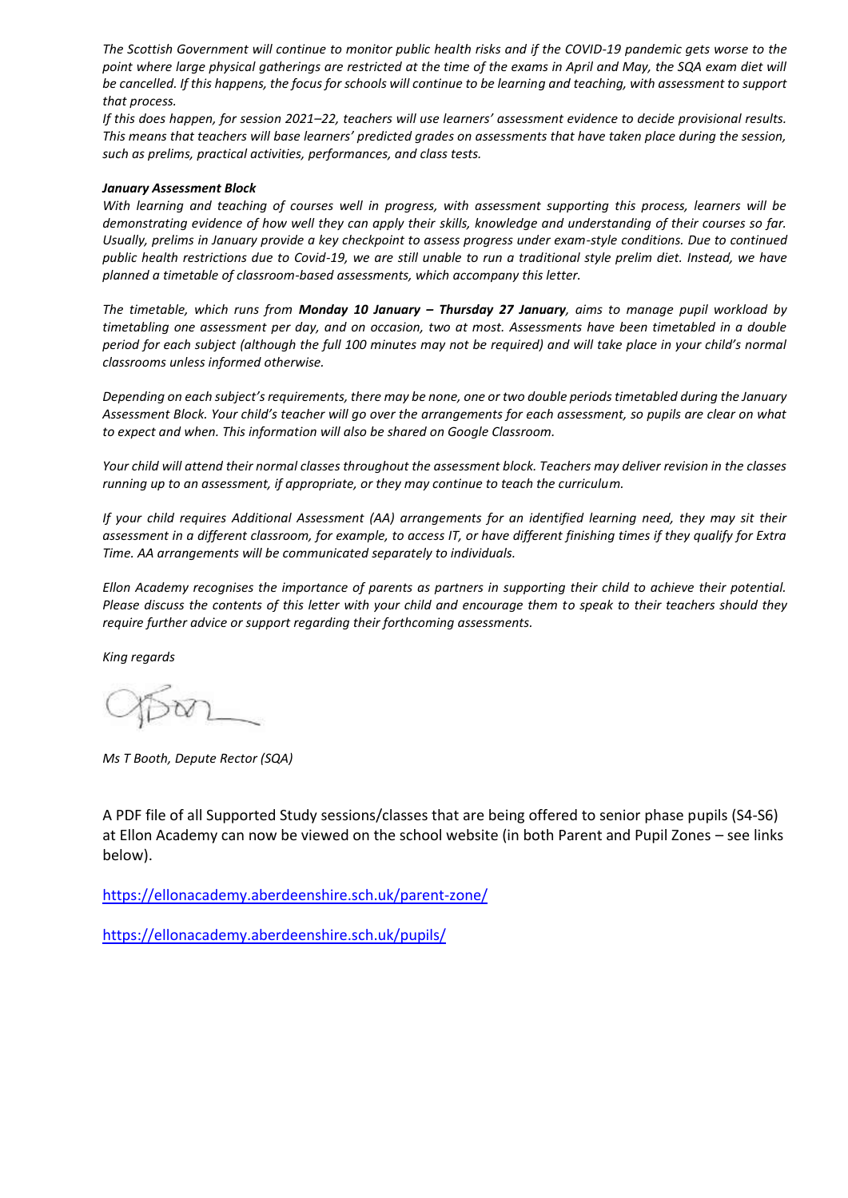*The Scottish Government will continue to monitor public health risks and if the COVID-19 pandemic gets worse to the point where large physical gatherings are restricted at the time of the exams in April and May, the SQA exam diet will be cancelled. If this happens, the focus for schools will continue to be learning and teaching, with assessment to support that process.*

*If this does happen, for session 2021–22, teachers will use learners' assessment evidence to decide provisional results. This means that teachers will base learners' predicted grades on assessments that have taken place during the session, such as prelims, practical activities, performances, and class tests.*

***January Assessment Block***

*With learning and teaching of courses well in progress, with assessment supporting this process, learners will be demonstrating evidence of how well they can apply their skills, knowledge and understanding of their courses so far. Usually, prelims in January provide a key checkpoint to assess progress under exam-style conditions. Due to continued public health restrictions due to Covid-19, we are still unable to run a traditional style prelim diet. Instead, we have planned a timetable of classroom-based assessments, which accompany this letter.*

*The timetable, which runs from **Monday 10 January – Thursday 27 January**, aims to manage pupil workload by timetabling one assessment per day, and on occasion, two at most. Assessments have been timetabled in a double period for each subject (although the full 100 minutes may not be required) and will take place in your child's normal classrooms unless informed otherwise.*

*Depending on each subject's requirements, there may be none, one or two double periods timetabled during the January Assessment Block. Your child's teacher will go over the arrangements for each assessment, so pupils are clear on what to expect and when. This information will also be shared on Google Classroom.*

*Your child will attend their normal classes throughout the assessment block. Teachers may deliver revision in the classes running up to an assessment, if appropriate, or they may continue to teach the curriculum.*

*If your child requires Additional Assessment (AA) arrangements for an identified learning need, they may sit their assessment in a different classroom, for example, to access IT, or have different finishing times if they qualify for Extra Time. AA arrangements will be communicated separately to individuals.*

*Ellon Academy recognises the importance of parents as partners in supporting their child to achieve their potential. Please discuss the contents of this letter with your child and encourage them to speak to their teachers should they require further advice or support regarding their forthcoming assessments.*

*King regards*

*Ms T Booth, Depute Rector (SQA)*

A PDF file of all Supported Study sessions/classes that are being offered to senior phase pupils (S4-S6) at Ellon Academy can now be viewed on the school website (in both Parent and Pupil Zones – see links below).

https://ellonacademy.aberdeenshire.sch.uk/parent-zone/

https://ellonacademy.aberdeenshire.sch.uk/pupils/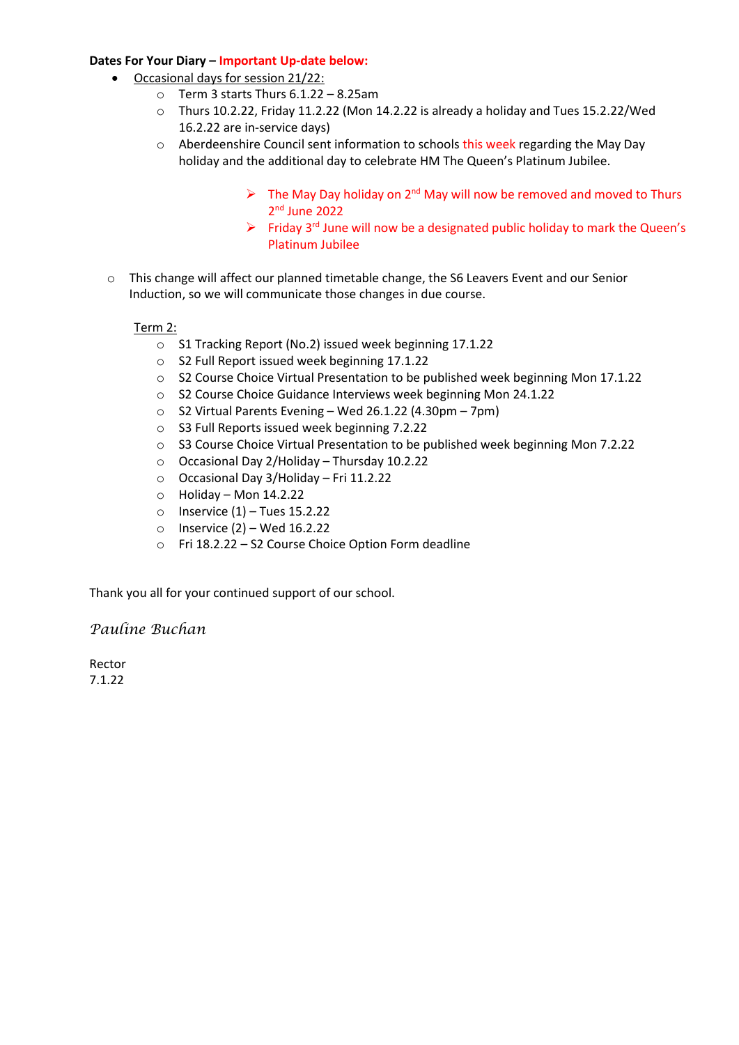**Dates For Your Diary – Important Up-date below:**

- Occasional days for session 21/22:
  - Term 3 starts Thurs 6.1.22 – 8.25am
  - Thurs 10.2.22, Friday 11.2.22 (Mon 14.2.22 is already a holiday and Tues 15.2.22/Wed 16.2.22 are in-service days)
  - Aberdeenshire Council sent information to schools this week regarding the May Day holiday and the additional day to celebrate HM The Queen's Platinum Jubilee.
    - The May Day holiday on 2nd May will now be removed and moved to Thurs 2nd June 2022
    - Friday 3rd June will now be a designated public holiday to mark the Queen's Platinum Jubilee

- This change will affect our planned timetable change, the S6 Leavers Event and our Senior Induction, so we will communicate those changes in due course.

Term 2:

- S1 Tracking Report (No.2) issued week beginning 17.1.22
- S2 Full Report issued week beginning 17.1.22
- S2 Course Choice Virtual Presentation to be published week beginning Mon 17.1.22
- S2 Course Choice Guidance Interviews week beginning Mon 24.1.22
- S2 Virtual Parents Evening – Wed 26.1.22 (4.30pm – 7pm)
- S3 Full Reports issued week beginning 7.2.22
- S3 Course Choice Virtual Presentation to be published week beginning Mon 7.2.22
- Occasional Day 2/Holiday – Thursday 10.2.22
- Occasional Day 3/Holiday – Fri 11.2.22
- Holiday – Mon 14.2.22
- Inservice (1) – Tues 15.2.22
- Inservice (2) – Wed 16.2.22
- Fri 18.2.22 – S2 Course Choice Option Form deadline

Thank you all for your continued support of our school.

*Pauline Buchan*

Rector
7.1.22